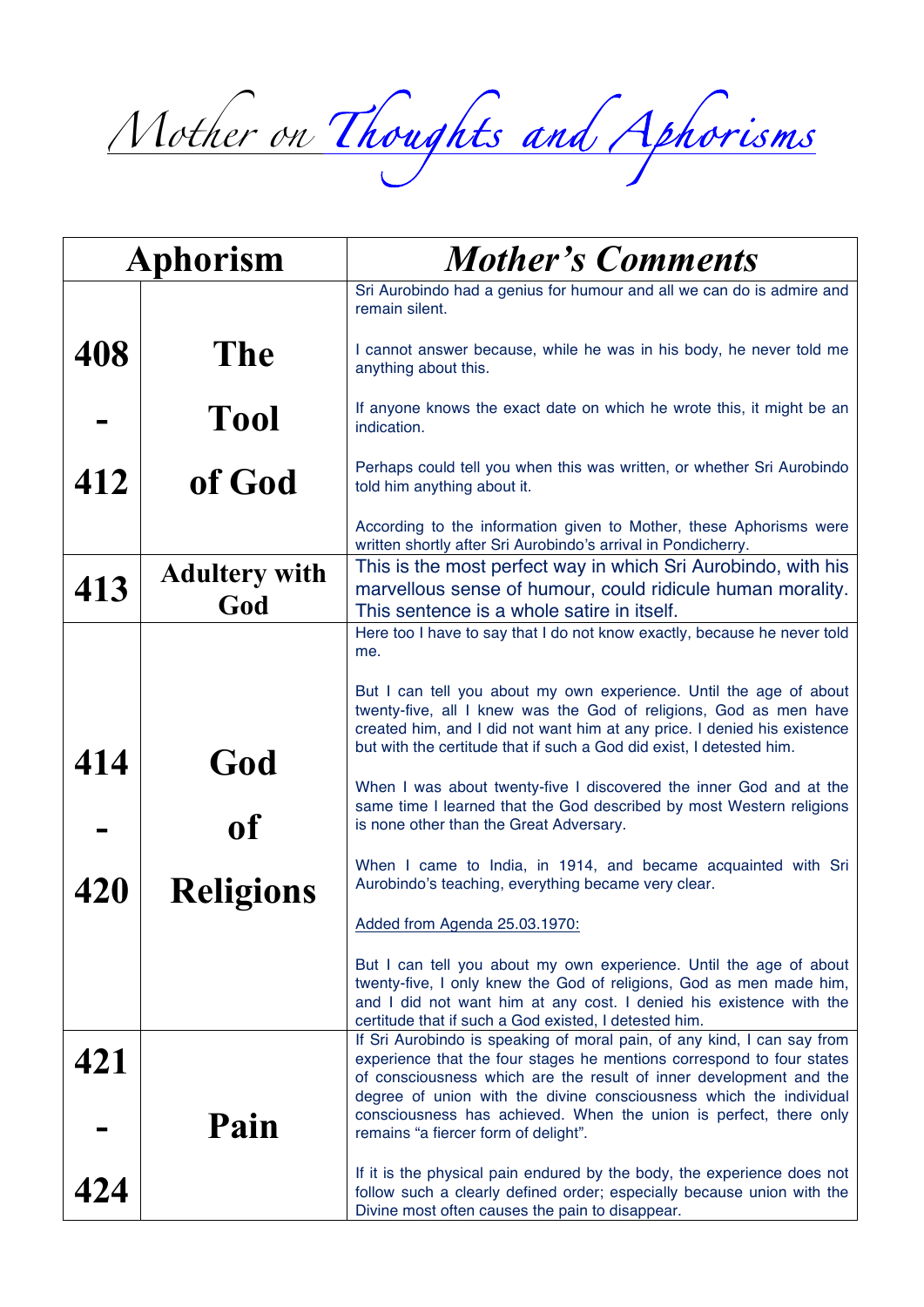# Mother on *Thoughts and Aphorisms*

| Aphorism | | Mother's Comments |
|---|---|---|
| 408 - 412 | The Tool of God | Sri Aurobindo had a genius for humour and all we can do is admire and remain silent.<br><br>I cannot answer because, while he was in his body, he never told me anything about this.<br><br>If anyone knows the exact date on which he wrote this, it might be an indication.<br><br>Perhaps could tell you when this was written, or whether Sri Aurobindo told him anything about it.<br><br>According to the information given to Mother, these Aphorisms were written shortly after Sri Aurobindo's arrival in Pondicherry. |
| 413 | Adultery with God | This is the most perfect way in which Sri Aurobindo, with his marvellous sense of humour, could ridicule human morality. This sentence is a whole satire in itself. |
| 414 - 420 | God of Religions | Here too I have to say that I do not know exactly, because he never told me.<br><br>But I can tell you about my own experience. Until the age of about twenty-five, all I knew was the God of religions, God as men have created him, and I did not want him at any price. I denied his existence but with the certitude that if such a God did exist, I detested him.<br><br>When I was about twenty-five I discovered the inner God and at the same time I learned that the God described by most Western religions is none other than the Great Adversary.<br><br>When I came to India, in 1914, and became acquainted with Sri Aurobindo's teaching, everything became very clear.<br><br><u>Added from Agenda 25.03.1970:</u><br><br>But I can tell you about my own experience. Until the age of about twenty-five, I only knew the God of religions, God as men made him, and I did not want him at any cost. I denied his existence with the certitude that if such a God existed, I detested him. |
| 421 - 424 | Pain | If Sri Aurobindo is speaking of moral pain, of any kind, I can say from experience that the four stages he mentions correspond to four states of consciousness which are the result of inner development and the degree of union with the divine consciousness which the individual consciousness has achieved. When the union is perfect, there only remains "a fiercer form of delight".<br><br>If it is the physical pain endured by the body, the experience does not follow such a clearly defined order; especially because union with the Divine most often causes the pain to disappear. |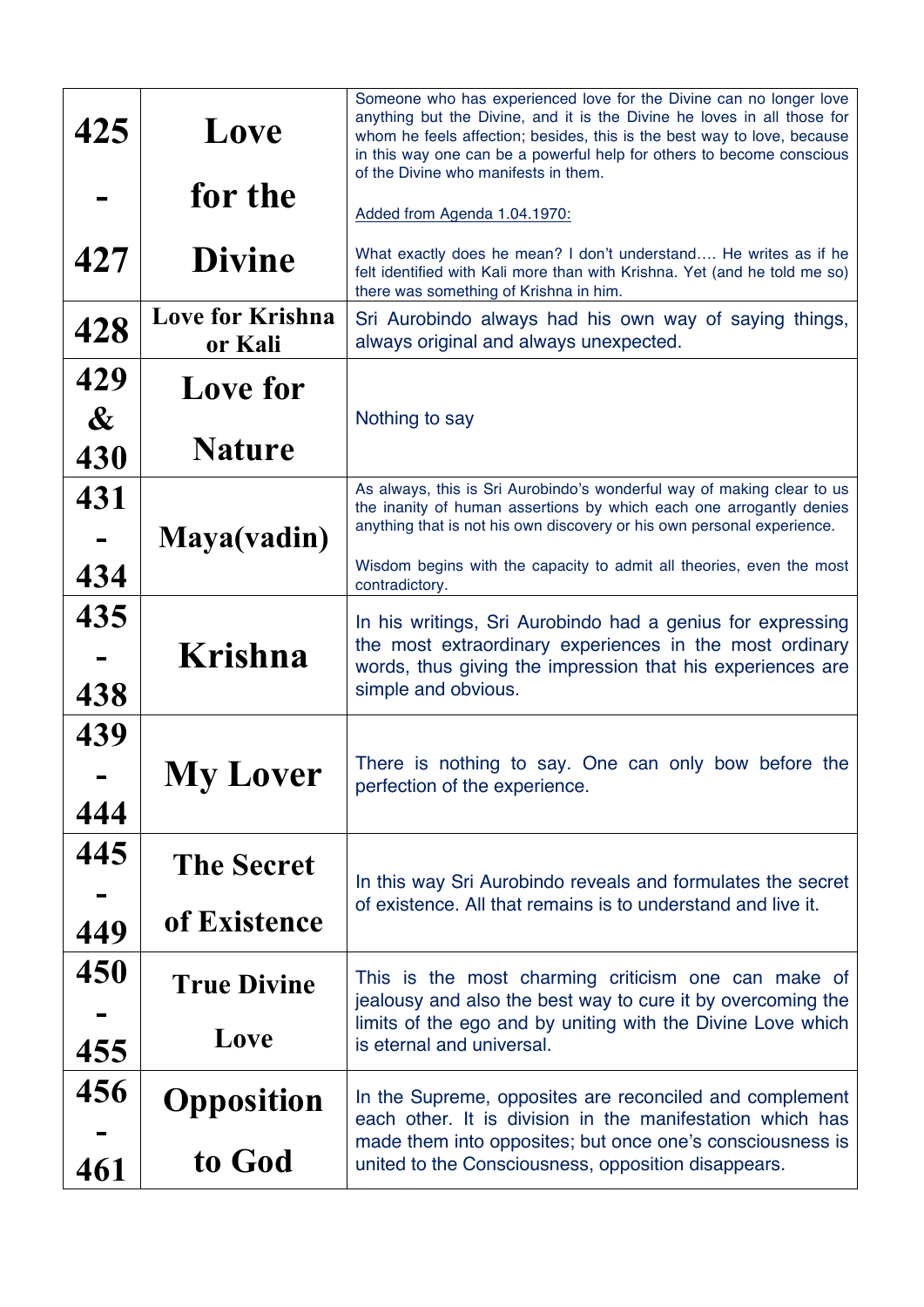| | | |
|---|---|---|
| **425 - 427** | **Love for the Divine** | Someone who has experienced love for the Divine can no longer love anything but the Divine, and it is the Divine he loves in all those for whom he feels affection; besides, this is the best way to love, because in this way one can be a powerful help for others to become conscious of the Divine who manifests in them.<br><br><u>Added from Agenda 1.04.1970:</u><br><br>What exactly does he mean? I don't understand…. He writes as if he felt identified with Kali more than with Krishna. Yet (and he told me so) there was something of Krishna in him. |
| **428** | **Love for Krishna or Kali** | Sri Aurobindo always had his own way of saying things, always original and always unexpected. |
| **429 & 430** | **Love for Nature** | Nothing to say |
| **431 - 434** | **Maya(vadin)** | As always, this is Sri Aurobindo's wonderful way of making clear to us the inanity of human assertions by which each one arrogantly denies anything that is not his own discovery or his own personal experience.<br><br>Wisdom begins with the capacity to admit all theories, even the most contradictory. |
| **435 - 438** | **Krishna** | In his writings, Sri Aurobindo had a genius for expressing the most extraordinary experiences in the most ordinary words, thus giving the impression that his experiences are simple and obvious. |
| **439 - 444** | **My Lover** | There is nothing to say. One can only bow before the perfection of the experience. |
| **445 - 449** | **The Secret of Existence** | In this way Sri Aurobindo reveals and formulates the secret of existence. All that remains is to understand and live it. |
| **450 - 455** | **True Divine Love** | This is the most charming criticism one can make of jealousy and also the best way to cure it by overcoming the limits of the ego and by uniting with the Divine Love which is eternal and universal. |
| **456 - 461** | **Opposition to God** | In the Supreme, opposites are reconciled and complement each other. It is division in the manifestation which has made them into opposites; but once one's consciousness is united to the Consciousness, opposition disappears. |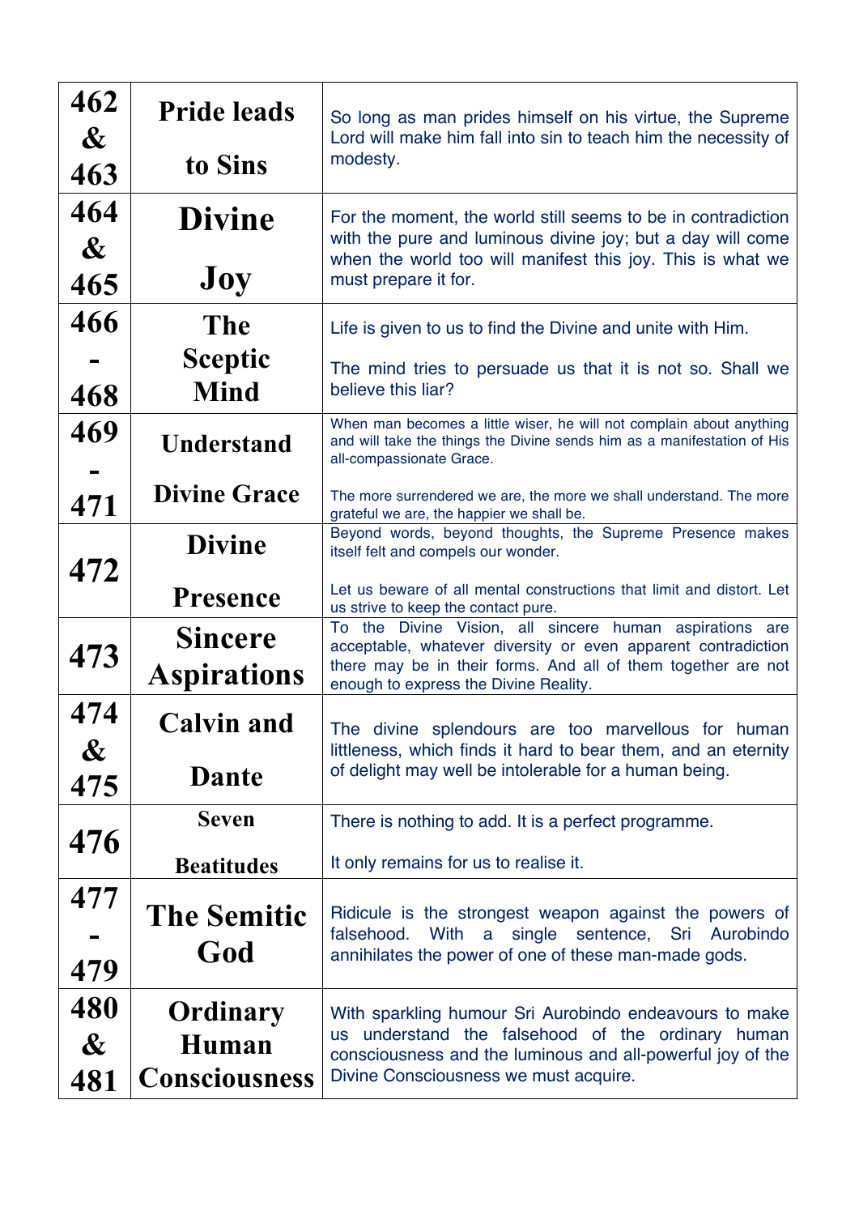| | | |
|---|---|---|
| 462 & 463 | **Pride leads to Sins** | So long as man prides himself on his virtue, the Supreme Lord will make him fall into sin to teach him the necessity of modesty. |
| 464 & 465 | **Divine Joy** | For the moment, the world still seems to be in contradiction with the pure and luminous divine joy; but a day will come when the world too will manifest this joy. This is what we must prepare it for. |
| 466 - 468 | **The Sceptic Mind** | Life is given to us to find the Divine and unite with Him.<br><br>The mind tries to persuade us that it is not so. Shall we believe this liar? |
| 469 - 471 | **Understand Divine Grace** | When man becomes a little wiser, he will not complain about anything and will take the things the Divine sends him as a manifestation of His all-compassionate Grace.<br><br>The more surrendered we are, the more we shall understand. The more grateful we are, the happier we shall be. |
| 472 | **Divine Presence** | Beyond words, beyond thoughts, the Supreme Presence makes itself felt and compels our wonder.<br><br>Let us beware of all mental constructions that limit and distort. Let us strive to keep the contact pure. |
| 473 | **Sincere Aspirations** | To the Divine Vision, all sincere human aspirations are acceptable, whatever diversity or even apparent contradiction there may be in their forms. And all of them together are not enough to express the Divine Reality. |
| 474 & 475 | **Calvin and Dante** | The divine splendours are too marvellous for human littleness, which finds it hard to bear them, and an eternity of delight may well be intolerable for a human being. |
| 476 | **Seven Beatitudes** | There is nothing to add. It is a perfect programme.<br><br>It only remains for us to realise it. |
| 477 - 479 | **The Semitic God** | Ridicule is the strongest weapon against the powers of falsehood. With a single sentence, Sri Aurobindo annihilates the power of one of these man-made gods. |
| 480 & 481 | **Ordinary Human Consciousness** | With sparkling humour Sri Aurobindo endeavours to make us understand the falsehood of the ordinary human consciousness and the luminous and all-powerful joy of the Divine Consciousness we must acquire. |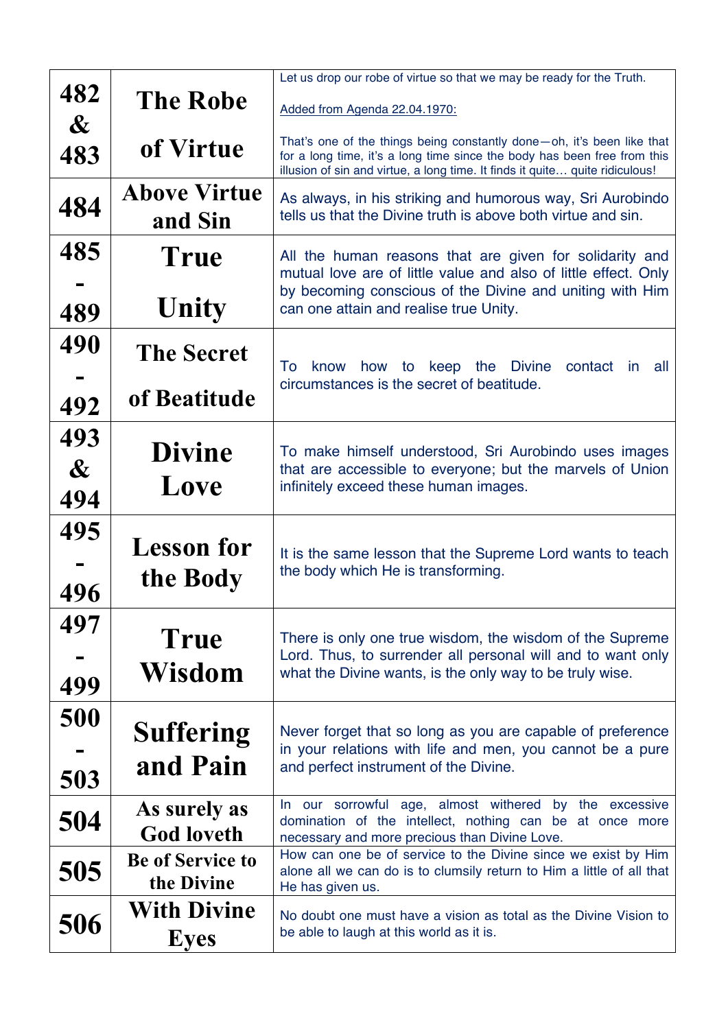| | | |
|---|---|---|
| **482 & 483** | **The Robe of Virtue** | Let us drop our robe of virtue so that we may be ready for the Truth.<br><br>Added from Agenda 22.04.1970:<br><br>That's one of the things being constantly done—oh, it's been like that for a long time, it's a long time since the body has been free from this illusion of sin and virtue, a long time. It finds it quite… quite ridiculous! |
| **484** | **Above Virtue and Sin** | As always, in his striking and humorous way, Sri Aurobindo tells us that the Divine truth is above both virtue and sin. |
| **485 - 489** | **True Unity** | All the human reasons that are given for solidarity and mutual love are of little value and also of little effect. Only by becoming conscious of the Divine and uniting with Him can one attain and realise true Unity. |
| **490 - 492** | **The Secret of Beatitude** | To know how to keep the Divine contact in all circumstances is the secret of beatitude. |
| **493 & 494** | **Divine Love** | To make himself understood, Sri Aurobindo uses images that are accessible to everyone; but the marvels of Union infinitely exceed these human images. |
| **495 - 496** | **Lesson for the Body** | It is the same lesson that the Supreme Lord wants to teach the body which He is transforming. |
| **497 - 499** | **True Wisdom** | There is only one true wisdom, the wisdom of the Supreme Lord. Thus, to surrender all personal will and to want only what the Divine wants, is the only way to be truly wise. |
| **500 - 503** | **Suffering and Pain** | Never forget that so long as you are capable of preference in your relations with life and men, you cannot be a pure and perfect instrument of the Divine. |
| **504** | **As surely as God loveth** | In our sorrowful age, almost withered by the excessive domination of the intellect, nothing can be at once more necessary and more precious than Divine Love. |
| **505** | **Be of Service to the Divine** | How can one be of service to the Divine since we exist by Him alone all we can do is to clumsily return to Him a little of all that He has given us. |
| **506** | **With Divine Eyes** | No doubt one must have a vision as total as the Divine Vision to be able to laugh at this world as it is. |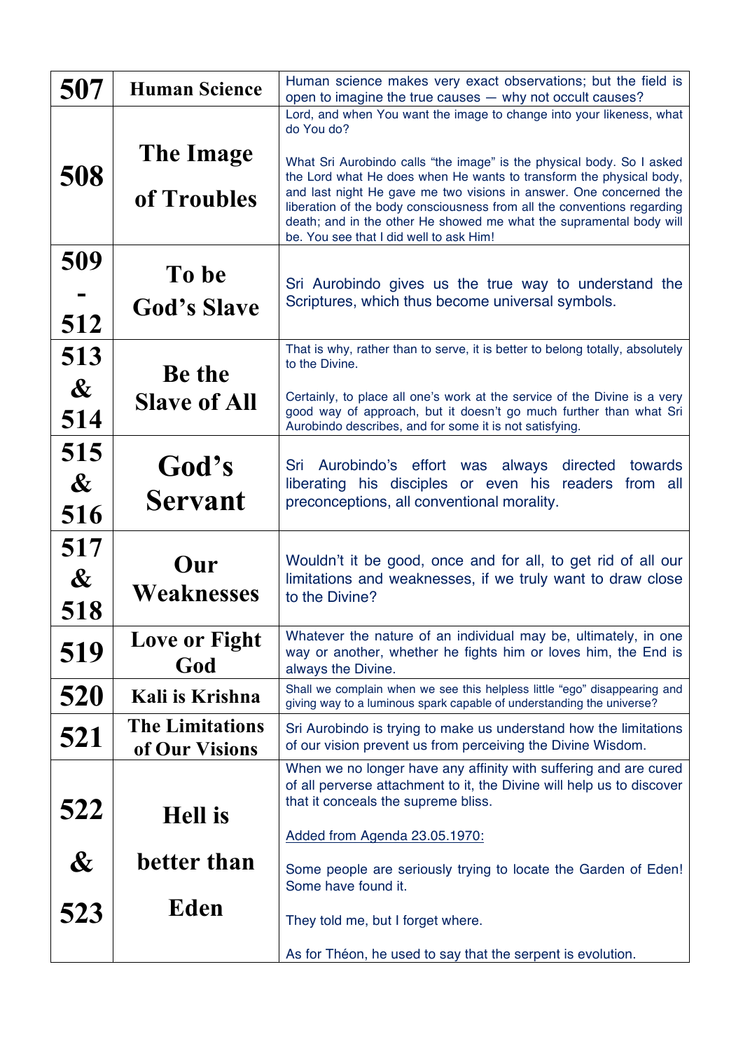| | | |
|---|---|---|
| 507 | Human Science | Human science makes very exact observations; but the field is open to imagine the true causes — why not occult causes? |
| 508 | The Image of Troubles | Lord, and when You want the image to change into your likeness, what do You do?<br><br>What Sri Aurobindo calls “the image” is the physical body. So I asked the Lord what He does when He wants to transform the physical body, and last night He gave me two visions in answer. One concerned the liberation of the body consciousness from all the conventions regarding death; and in the other He showed me what the supramental body will be. You see that I did well to ask Him! |
| 509 - 512 | To be God’s Slave | Sri Aurobindo gives us the true way to understand the Scriptures, which thus become universal symbols. |
| 513 & 514 | Be the Slave of All | That is why, rather than to serve, it is better to belong totally, absolutely to the Divine.<br><br>Certainly, to place all one’s work at the service of the Divine is a very good way of approach, but it doesn’t go much further than what Sri Aurobindo describes, and for some it is not satisfying. |
| 515 & 516 | God’s Servant | Sri Aurobindo’s effort was always directed towards liberating his disciples or even his readers from all preconceptions, all conventional morality. |
| 517 & 518 | Our Weaknesses | Wouldn’t it be good, once and for all, to get rid of all our limitations and weaknesses, if we truly want to draw close to the Divine? |
| 519 | Love or Fight God | Whatever the nature of an individual may be, ultimately, in one way or another, whether he fights him or loves him, the End is always the Divine. |
| 520 | Kali is Krishna | Shall we complain when we see this helpless little “ego” disappearing and giving way to a luminous spark capable of understanding the universe? |
| 521 | The Limitations of Our Visions | Sri Aurobindo is trying to make us understand how the limitations of our vision prevent us from perceiving the Divine Wisdom. |
| 522 & 523 | Hell is better than Eden | When we no longer have any affinity with suffering and are cured of all perverse attachment to it, the Divine will help us to discover that it conceals the supreme bliss.<br><br>Added from Agenda 23.05.1970:<br><br>Some people are seriously trying to locate the Garden of Eden! Some have found it.<br><br>They told me, but I forget where.<br><br>As for Théon, he used to say that the serpent is evolution. |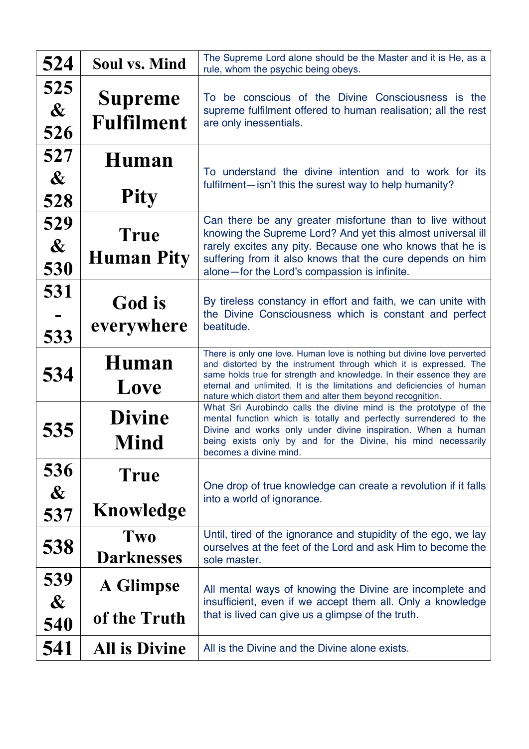| | | |
|---|---|---|
| **524** | **Soul vs. Mind** | The Supreme Lord alone should be the Master and it is He, as a rule, whom the psychic being obeys. |
| **525 & 526** | **Supreme Fulfilment** | To be conscious of the Divine Consciousness is the supreme fulfilment offered to human realisation; all the rest are only inessentials. |
| **527 & 528** | **Human Pity** | To understand the divine intention and to work for its fulfilment—isn't this the surest way to help humanity? |
| **529 & 530** | **True Human Pity** | Can there be any greater misfortune than to live without knowing the Supreme Lord? And yet this almost universal ill rarely excites any pity. Because one who knows that he is suffering from it also knows that the cure depends on him alone—for the Lord's compassion is infinite. |
| **531 - 533** | **God is everywhere** | By tireless constancy in effort and faith, we can unite with the Divine Consciousness which is constant and perfect beatitude. |
| **534** | **Human Love** | There is only one love. Human love is nothing but divine love perverted and distorted by the instrument through which it is expressed. The same holds true for strength and knowledge. In their essence they are eternal and unlimited. It is the limitations and deficiencies of human nature which distort them and alter them beyond recognition. |
| **535** | **Divine Mind** | What Sri Aurobindo calls the divine mind is the prototype of the mental function which is totally and perfectly surrendered to the Divine and works only under divine inspiration. When a human being exists only by and for the Divine, his mind necessarily becomes a divine mind. |
| **536 & 537** | **True Knowledge** | One drop of true knowledge can create a revolution if it falls into a world of ignorance. |
| **538** | **Two Darknesses** | Until, tired of the ignorance and stupidity of the ego, we lay ourselves at the feet of the Lord and ask Him to become the sole master. |
| **539 & 540** | **A Glimpse of the Truth** | All mental ways of knowing the Divine are incomplete and insufficient, even if we accept them all. Only a knowledge that is lived can give us a glimpse of the truth. |
| **541** | **All is Divine** | All is the Divine and the Divine alone exists. |